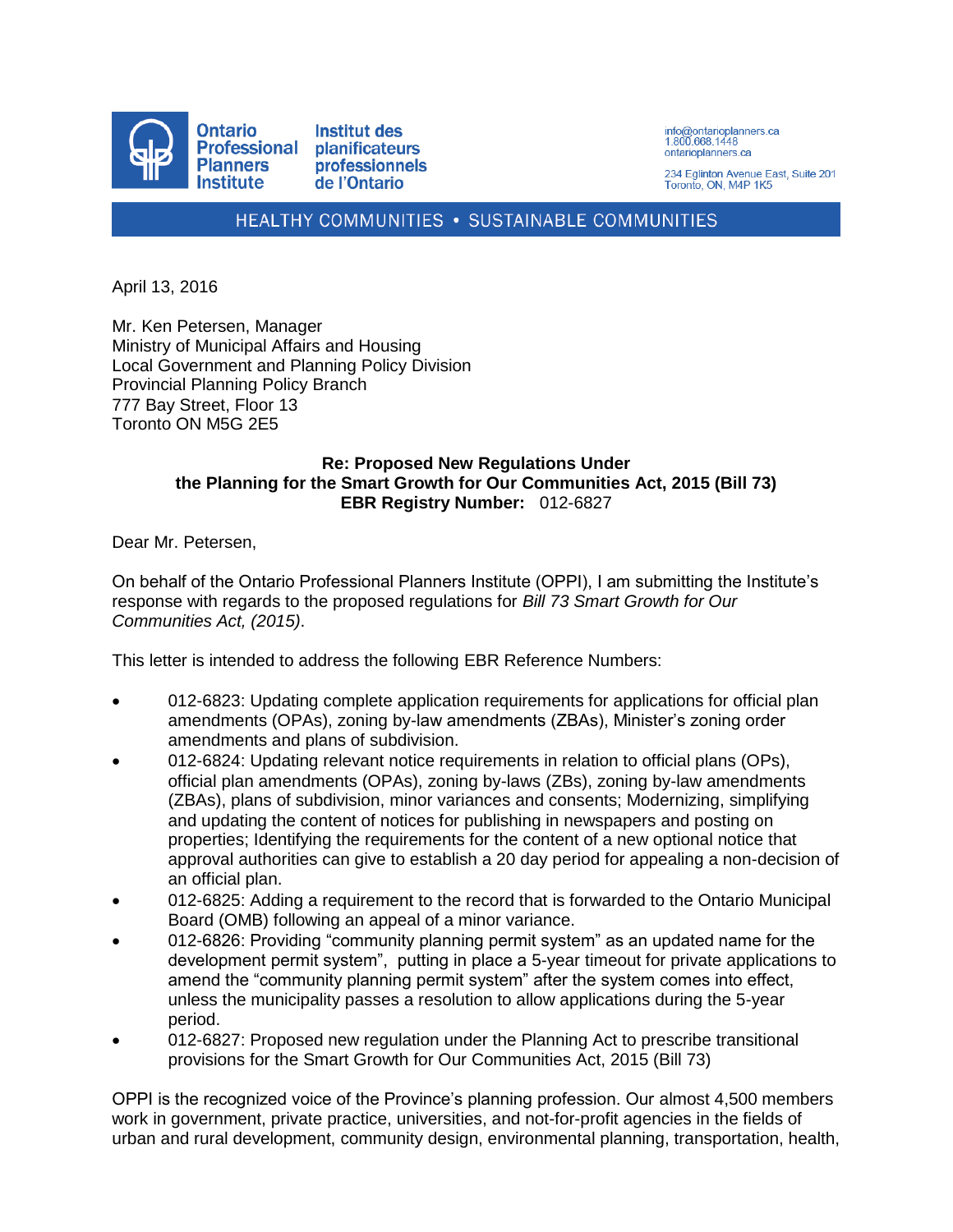Ontario Professional Planners Institute

Institut des planificateurs professionnels de l'Ontario

info@ontarioplanners.ca
1.800.668.1448
ontarioplanners.ca

234 Eglinton Avenue East, Suite 201
Toronto, ON, M4P 1K5

HEALTHY COMMUNITIES • SUSTAINABLE COMMUNITIES

April 13, 2016

Mr. Ken Petersen, Manager
Ministry of Municipal Affairs and Housing
Local Government and Planning Policy Division
Provincial Planning Policy Branch
777 Bay Street, Floor 13
Toronto ON M5G 2E5

**Re: Proposed New Regulations Under**
**the Planning for the Smart Growth for Our Communities Act, 2015 (Bill 73)**
**EBR Registry Number:** 012-6827

Dear Mr. Petersen,

On behalf of the Ontario Professional Planners Institute (OPPI), I am submitting the Institute's response with regards to the proposed regulations for *Bill 73 Smart Growth for Our Communities Act, (2015)*.

This letter is intended to address the following EBR Reference Numbers:

- 012-6823: Updating complete application requirements for applications for official plan amendments (OPAs), zoning by-law amendments (ZBAs), Minister's zoning order amendments and plans of subdivision.
- 012-6824: Updating relevant notice requirements in relation to official plans (OPs), official plan amendments (OPAs), zoning by-laws (ZBs), zoning by-law amendments (ZBAs), plans of subdivision, minor variances and consents; Modernizing, simplifying and updating the content of notices for publishing in newspapers and posting on properties; Identifying the requirements for the content of a new optional notice that approval authorities can give to establish a 20 day period for appealing a non-decision of an official plan.
- 012-6825: Adding a requirement to the record that is forwarded to the Ontario Municipal Board (OMB) following an appeal of a minor variance.
- 012-6826: Providing "community planning permit system" as an updated name for the development permit system", putting in place a 5-year timeout for private applications to amend the "community planning permit system" after the system comes into effect, unless the municipality passes a resolution to allow applications during the 5-year period.
- 012-6827: Proposed new regulation under the Planning Act to prescribe transitional provisions for the Smart Growth for Our Communities Act, 2015 (Bill 73)

OPPI is the recognized voice of the Province's planning profession. Our almost 4,500 members work in government, private practice, universities, and not-for-profit agencies in the fields of urban and rural development, community design, environmental planning, transportation, health,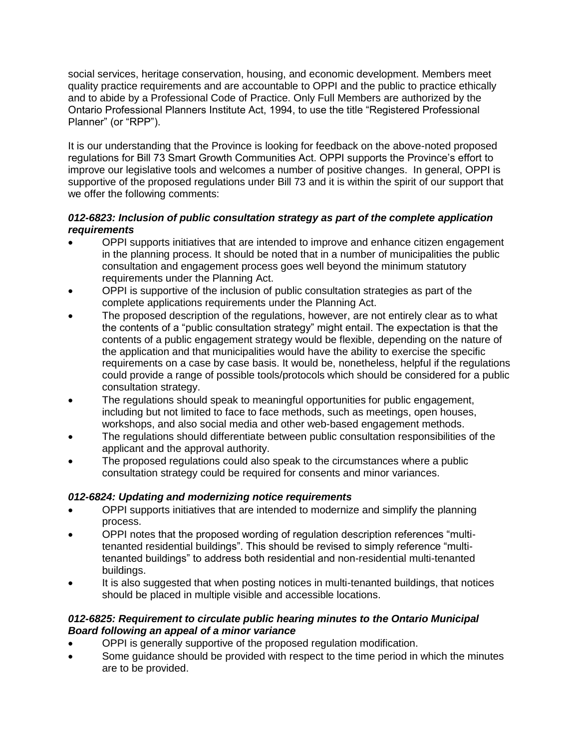social services, heritage conservation, housing, and economic development. Members meet quality practice requirements and are accountable to OPPI and the public to practice ethically and to abide by a Professional Code of Practice. Only Full Members are authorized by the Ontario Professional Planners Institute Act, 1994, to use the title "Registered Professional Planner" (or "RPP").

It is our understanding that the Province is looking for feedback on the above-noted proposed regulations for Bill 73 Smart Growth Communities Act. OPPI supports the Province's effort to improve our legislative tools and welcomes a number of positive changes. In general, OPPI is supportive of the proposed regulations under Bill 73 and it is within the spirit of our support that we offer the following comments:

### ***012-6823: Inclusion of public consultation strategy as part of the complete application requirements***

- OPPI supports initiatives that are intended to improve and enhance citizen engagement in the planning process. It should be noted that in a number of municipalities the public consultation and engagement process goes well beyond the minimum statutory requirements under the Planning Act.
- OPPI is supportive of the inclusion of public consultation strategies as part of the complete applications requirements under the Planning Act.
- The proposed description of the regulations, however, are not entirely clear as to what the contents of a "public consultation strategy" might entail. The expectation is that the contents of a public engagement strategy would be flexible, depending on the nature of the application and that municipalities would have the ability to exercise the specific requirements on a case by case basis. It would be, nonetheless, helpful if the regulations could provide a range of possible tools/protocols which should be considered for a public consultation strategy.
- The regulations should speak to meaningful opportunities for public engagement, including but not limited to face to face methods, such as meetings, open houses, workshops, and also social media and other web-based engagement methods.
- The regulations should differentiate between public consultation responsibilities of the applicant and the approval authority.
- The proposed regulations could also speak to the circumstances where a public consultation strategy could be required for consents and minor variances.

### ***012-6824: Updating and modernizing notice requirements***

- OPPI supports initiatives that are intended to modernize and simplify the planning process.
- OPPI notes that the proposed wording of regulation description references "multi-tenanted residential buildings". This should be revised to simply reference "multi-tenanted buildings" to address both residential and non-residential multi-tenanted buildings.
- It is also suggested that when posting notices in multi-tenanted buildings, that notices should be placed in multiple visible and accessible locations.

### ***012-6825: Requirement to circulate public hearing minutes to the Ontario Municipal Board following an appeal of a minor variance***

- OPPI is generally supportive of the proposed regulation modification.
- Some guidance should be provided with respect to the time period in which the minutes are to be provided.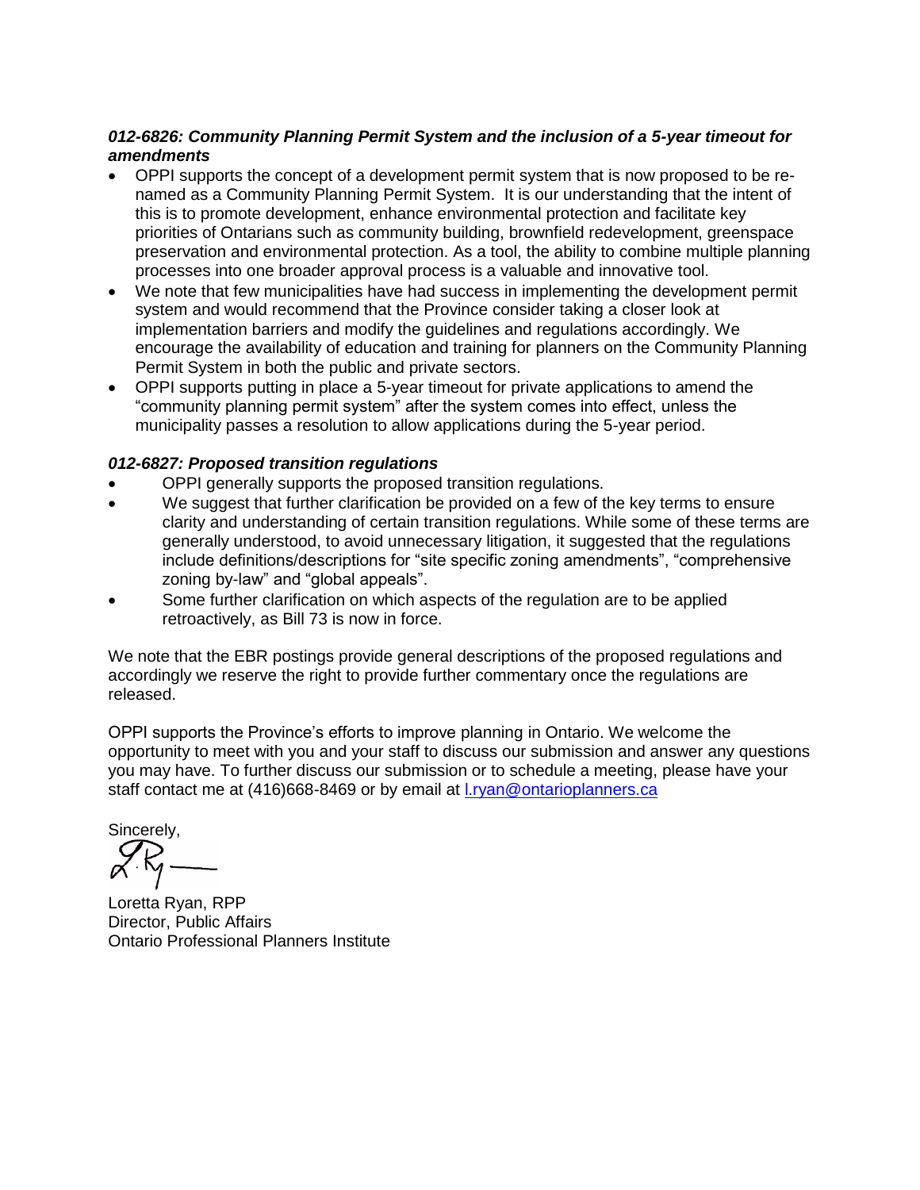### *012-6826: Community Planning Permit System and the inclusion of a 5-year timeout for amendments*

- OPPI supports the concept of a development permit system that is now proposed to be re-named as a Community Planning Permit System. It is our understanding that the intent of this is to promote development, enhance environmental protection and facilitate key priorities of Ontarians such as community building, brownfield redevelopment, greenspace preservation and environmental protection. As a tool, the ability to combine multiple planning processes into one broader approval process is a valuable and innovative tool.
- We note that few municipalities have had success in implementing the development permit system and would recommend that the Province consider taking a closer look at implementation barriers and modify the guidelines and regulations accordingly. We encourage the availability of education and training for planners on the Community Planning Permit System in both the public and private sectors.
- OPPI supports putting in place a 5-year timeout for private applications to amend the "community planning permit system" after the system comes into effect, unless the municipality passes a resolution to allow applications during the 5-year period.

### *012-6827: Proposed transition regulations*

- OPPI generally supports the proposed transition regulations.
- We suggest that further clarification be provided on a few of the key terms to ensure clarity and understanding of certain transition regulations. While some of these terms are generally understood, to avoid unnecessary litigation, it suggested that the regulations include definitions/descriptions for "site specific zoning amendments", "comprehensive zoning by-law" and "global appeals".
- Some further clarification on which aspects of the regulation are to be applied retroactively, as Bill 73 is now in force.

We note that the EBR postings provide general descriptions of the proposed regulations and accordingly we reserve the right to provide further commentary once the regulations are released.

OPPI supports the Province's efforts to improve planning in Ontario. We welcome the opportunity to meet with you and your staff to discuss our submission and answer any questions you may have. To further discuss our submission or to schedule a meeting, please have your staff contact me at (416)668-8469 or by email at l.ryan@ontarioplanners.ca

Sincerely,

Loretta Ryan, RPP
Director, Public Affairs
Ontario Professional Planners Institute